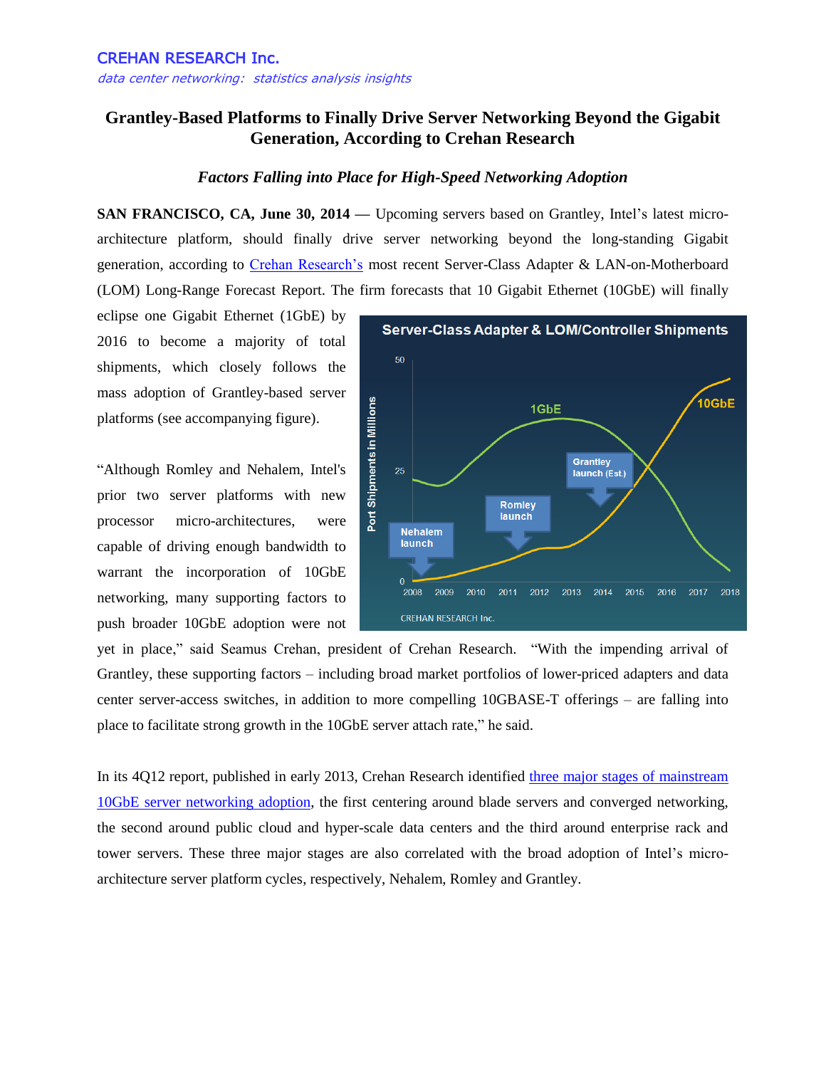CREHAN RESEARCH Inc.

*data center networking: statistics analysis insights*

# Grantley-Based Platforms to Finally Drive Server Networking Beyond the Gigabit Generation, According to Crehan Research

### *Factors Falling into Place for High-Speed Networking Adoption*

**SAN FRANCISCO, CA, June 30, 2014** — Upcoming servers based on Grantley, Intel's latest micro-architecture platform, should finally drive server networking beyond the long-standing Gigabit generation, according to [Crehan Research's](#) most recent Server-Class Adapter & LAN-on-Motherboard (LOM) Long-Range Forecast Report. The firm forecasts that 10 Gigabit Ethernet (10GbE) will finally eclipse one Gigabit Ethernet (1GbE) by 2016 to become a majority of total shipments, which closely follows the mass adoption of Grantley-based server platforms (see accompanying figure).

"Although Romley and Nehalem, Intel's prior two server platforms with new processor micro-architectures, were capable of driving enough bandwidth to warrant the incorporation of 10GbE networking, many supporting factors to push broader 10GbE adoption were not yet in place," said Seamus Crehan, president of Crehan Research. "With the impending arrival of Grantley, these supporting factors – including broad market portfolios of lower-priced adapters and data center server-access switches, in addition to more compelling 10GBASE-T offerings – are falling into place to facilitate strong growth in the 10GbE server attach rate," he said.

In its 4Q12 report, published in early 2013, Crehan Research identified [three major stages of mainstream 10GbE server networking adoption](#), the first centering around blade servers and converged networking, the second around public cloud and hyper-scale data centers and the third around enterprise rack and tower servers. These three major stages are also correlated with the broad adoption of Intel's micro-architecture server platform cycles, respectively, Nehalem, Romley and Grantley.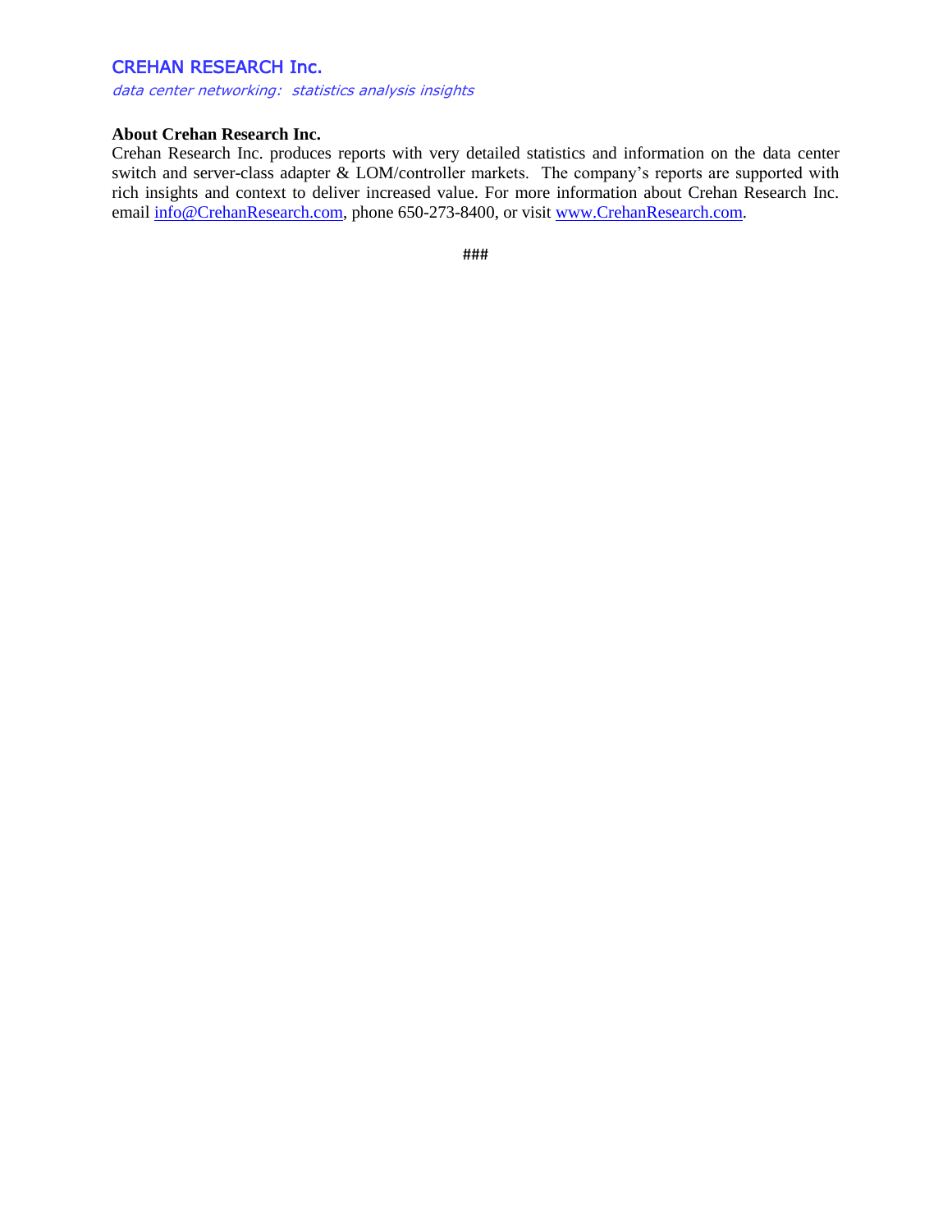CREHAN RESEARCH Inc.

*data center networking: statistics analysis insights*

**About Crehan Research Inc.**

Crehan Research Inc. produces reports with very detailed statistics and information on the data center switch and server-class adapter & LOM/controller markets. The company's reports are supported with rich insights and context to deliver increased value. For more information about Crehan Research Inc. email info@CrehanResearch.com, phone 650-273-8400, or visit www.CrehanResearch.com.

###